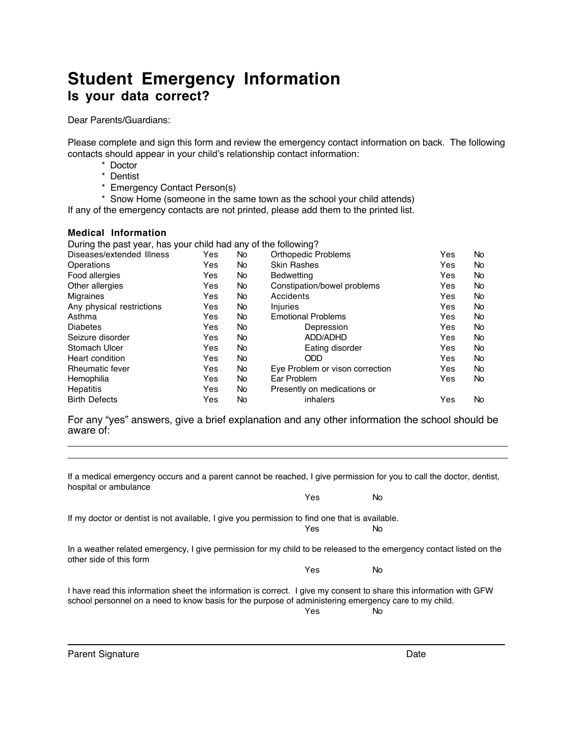# Student Emergency Information

## Is your data correct?

Dear Parents/Guardians:

Please complete and sign this form and review the emergency contact information on back. The following contacts should appear in your child's relationship contact information:

* Doctor
* Dentist
* Emergency Contact Person(s)
* Snow Home (someone in the same town as the school your child attends)

If any of the emergency contacts are not printed, please add them to the printed list.

### Medical Information

During the past year, has your child had any of the following?

| | | | | | |
|---|---|---|---|---|---|
| Diseases/extended Illness | Yes | No | Orthopedic Problems | Yes | No |
| Operations | Yes | No | Skin Rashes | Yes | No |
| Food allergies | Yes | No | Bedwetting | Yes | No |
| Other allergies | Yes | No | Constipation/bowel problems | Yes | No |
| Migraines | Yes | No | Accidents | Yes | No |
| Any physical restrictions | Yes | No | Injuries | Yes | No |
| Asthma | Yes | No | Emotional Problems | Yes | No |
| Diabetes | Yes | No | Depression | Yes | No |
| Seizure disorder | Yes | No | ADD/ADHD | Yes | No |
| Stomach Ulcer | Yes | No | Eating disorder | Yes | No |
| Heart condition | Yes | No | ODD | Yes | No |
| Rheumatic fever | Yes | No | Eye Problem or vison correction | Yes | No |
| Hemophilia | Yes | No | Ear Problem | Yes | No |
| Hepatitis | Yes | No | Presently on medications or | | |
| Birth Defects | Yes | No | inhalers | Yes | No |

For any "yes" answers, give a brief explanation and any other information the school should be aware of:

\_\_\_\_\_\_\_\_\_\_\_\_\_\_\_\_\_\_\_\_\_\_\_\_\_\_\_\_\_\_\_\_\_\_\_\_\_\_\_\_\_\_\_\_\_\_\_\_\_\_\_\_\_\_\_\_\_\_\_\_

\_\_\_\_\_\_\_\_\_\_\_\_\_\_\_\_\_\_\_\_\_\_\_\_\_\_\_\_\_\_\_\_\_\_\_\_\_\_\_\_\_\_\_\_\_\_\_\_\_\_\_\_\_\_\_\_\_\_\_\_

If a medical emergency occurs and a parent cannot be reached, I give permission for you to call the doctor, dentist, hospital or ambulance

Yes No

If my doctor or dentist is not available, I give you permission to find one that is available.

Yes No

In a weather related emergency, I give permission for my child to be released to the emergency contact listed on the other side of this form

Yes No

I have read this information sheet the information is correct. I give my consent to share this information with GFW school personnel on a need to know basis for the purpose of administering emergency care to my child.

Yes No

\_\_\_\_\_\_\_\_\_\_\_\_\_\_\_\_\_\_\_\_\_\_\_\_\_\_\_\_\_\_\_\_\_\_\_\_\_\_\_\_\_\_\_\_\_\_\_\_\_\_\_\_\_\_\_\_\_\_\_\_

Parent Signature Date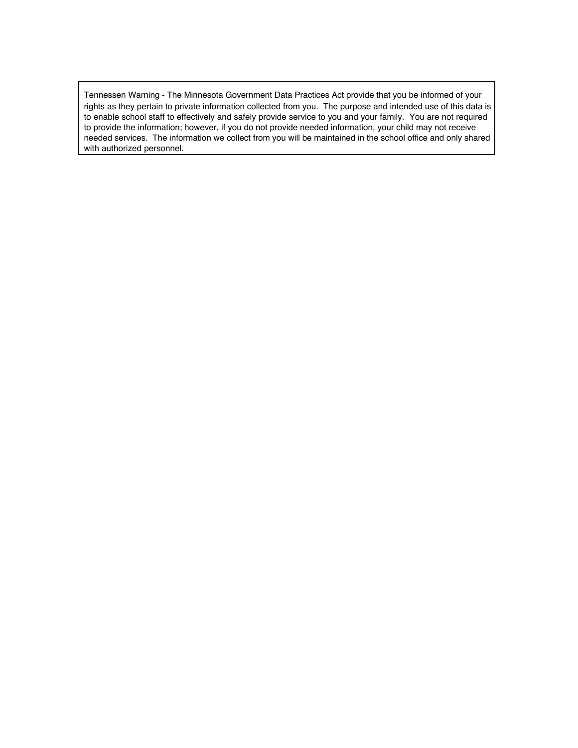<u>Tennessen Warning</u> - The Minnesota Government Data Practices Act provide that you be informed of your rights as they pertain to private information collected from you. The purpose and intended use of this data is to enable school staff to effectively and safely provide service to you and your family. You are not required to provide the information; however, if you do not provide needed information, your child may not receive needed services. The information we collect from you will be maintained in the school office and only shared with authorized personnel.